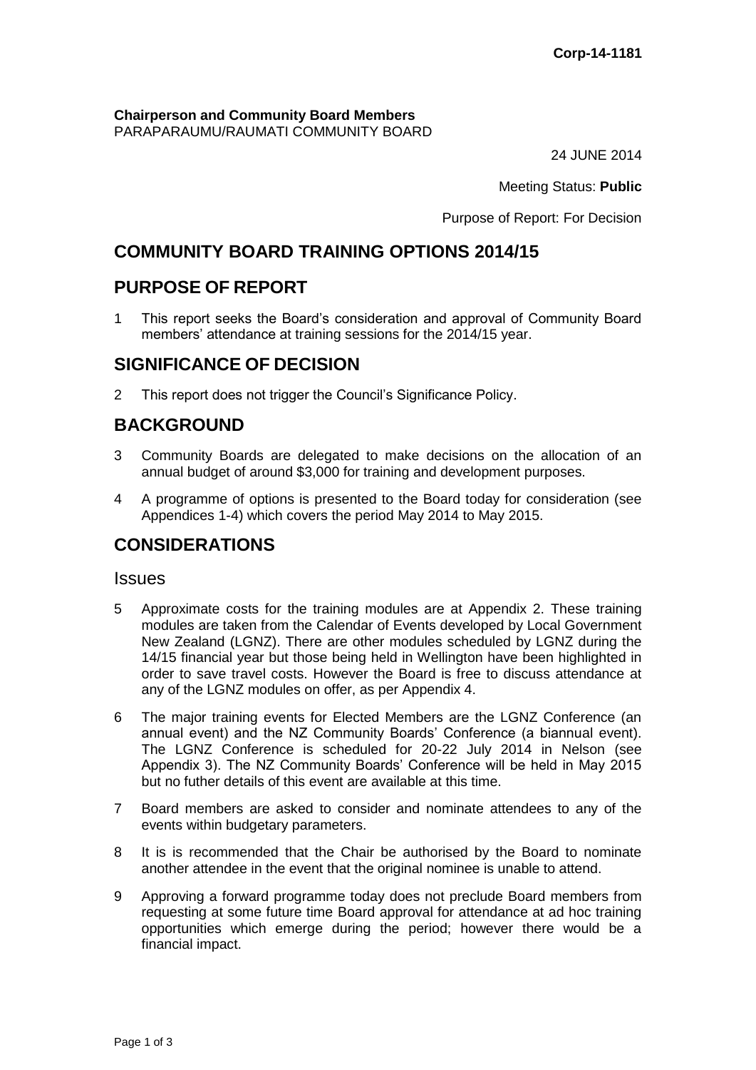Corp-14-1181

**Chairperson and Community Board Members**
PARAPARAUMU/RAUMATI COMMUNITY BOARD

24 JUNE 2014

Meeting Status: **Public**

Purpose of Report: For Decision

# COMMUNITY BOARD TRAINING OPTIONS 2014/15

## PURPOSE OF REPORT

1 This report seeks the Board's consideration and approval of Community Board members' attendance at training sessions for the 2014/15 year.

## SIGNIFICANCE OF DECISION

2 This report does not trigger the Council's Significance Policy.

## BACKGROUND

3 Community Boards are delegated to make decisions on the allocation of an annual budget of around $3,000 for training and development purposes.

4 A programme of options is presented to the Board today for consideration (see Appendices 1-4) which covers the period May 2014 to May 2015.

## CONSIDERATIONS

### Issues

5 Approximate costs for the training modules are at Appendix 2. These training modules are taken from the Calendar of Events developed by Local Government New Zealand (LGNZ). There are other modules scheduled by LGNZ during the 14/15 financial year but those being held in Wellington have been highlighted in order to save travel costs. However the Board is free to discuss attendance at any of the LGNZ modules on offer, as per Appendix 4.

6 The major training events for Elected Members are the LGNZ Conference (an annual event) and the NZ Community Boards' Conference (a biannual event). The LGNZ Conference is scheduled for 20-22 July 2014 in Nelson (see Appendix 3). The NZ Community Boards' Conference will be held in May 2015 but no futher details of this event are available at this time.

7 Board members are asked to consider and nominate attendees to any of the events within budgetary parameters.

8 It is is recommended that the Chair be authorised by the Board to nominate another attendee in the event that the original nominee is unable to attend.

9 Approving a forward programme today does not preclude Board members from requesting at some future time Board approval for attendance at ad hoc training opportunities which emerge during the period; however there would be a financial impact.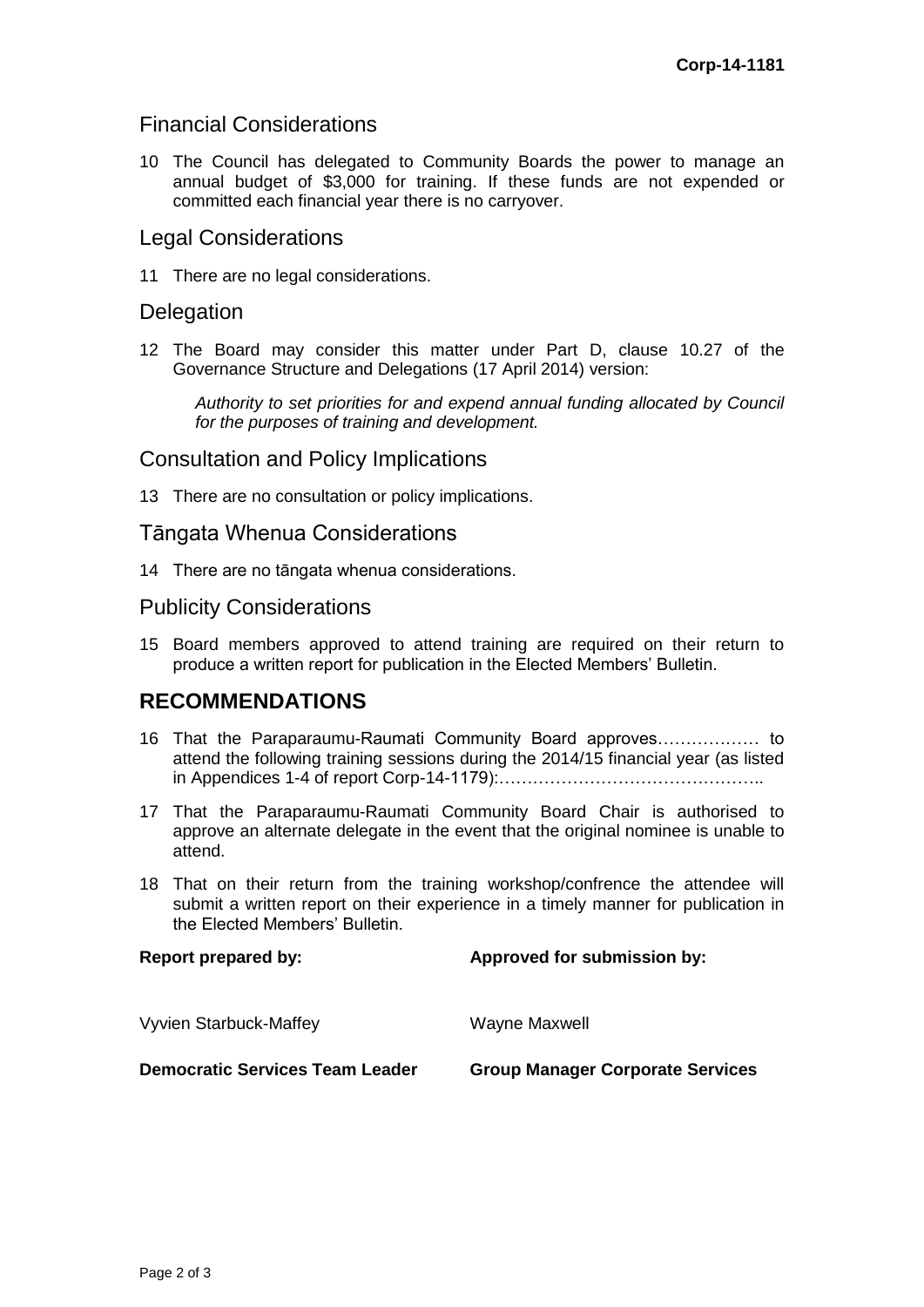## Financial Considerations

10 The Council has delegated to Community Boards the power to manage an annual budget of $3,000 for training. If these funds are not expended or committed each financial year there is no carryover.

## Legal Considerations

11 There are no legal considerations.

## Delegation

12 The Board may consider this matter under Part D, clause 10.27 of the Governance Structure and Delegations (17 April 2014) version:

> *Authority to set priorities for and expend annual funding allocated by Council for the purposes of training and development.*

## Consultation and Policy Implications

13 There are no consultation or policy implications.

## Tāngata Whenua Considerations

14 There are no tāngata whenua considerations.

## Publicity Considerations

15 Board members approved to attend training are required on their return to produce a written report for publication in the Elected Members' Bulletin.

# RECOMMENDATIONS

16 That the Paraparaumu-Raumati Community Board approves……………… to attend the following training sessions during the 2014/15 financial year (as listed in Appendices 1-4 of report Corp-14-1179):………………………………………..

17 That the Paraparaumu-Raumati Community Board Chair is authorised to approve an alternate delegate in the event that the original nominee is unable to attend.

18 That on their return from the training workshop/confrence the attendee will submit a written report on their experience in a timely manner for publication in the Elected Members' Bulletin.

| **Report prepared by:** | **Approved for submission by:** |
|---|---|
| Vyvien Starbuck-Maffey | Wayne Maxwell |
| **Democratic Services Team Leader** | **Group Manager Corporate Services** |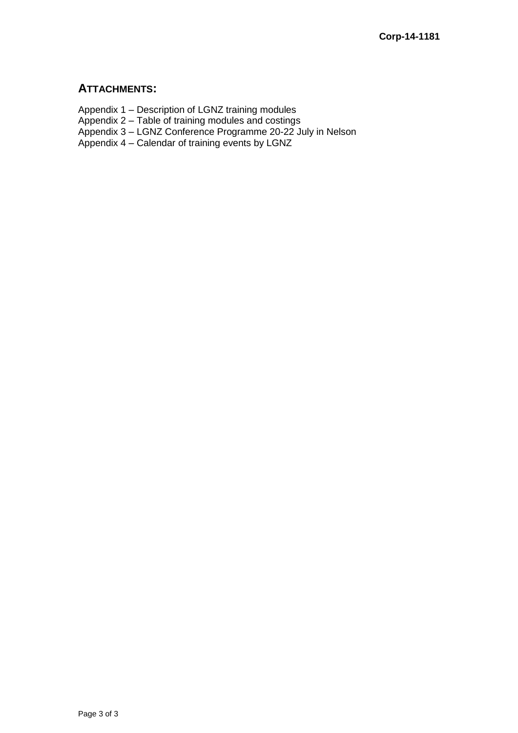## ATTACHMENTS:

Appendix 1 – Description of LGNZ training modules
Appendix 2 – Table of training modules and costings
Appendix 3 – LGNZ Conference Programme 20-22 July in Nelson
Appendix 4 – Calendar of training events by LGNZ